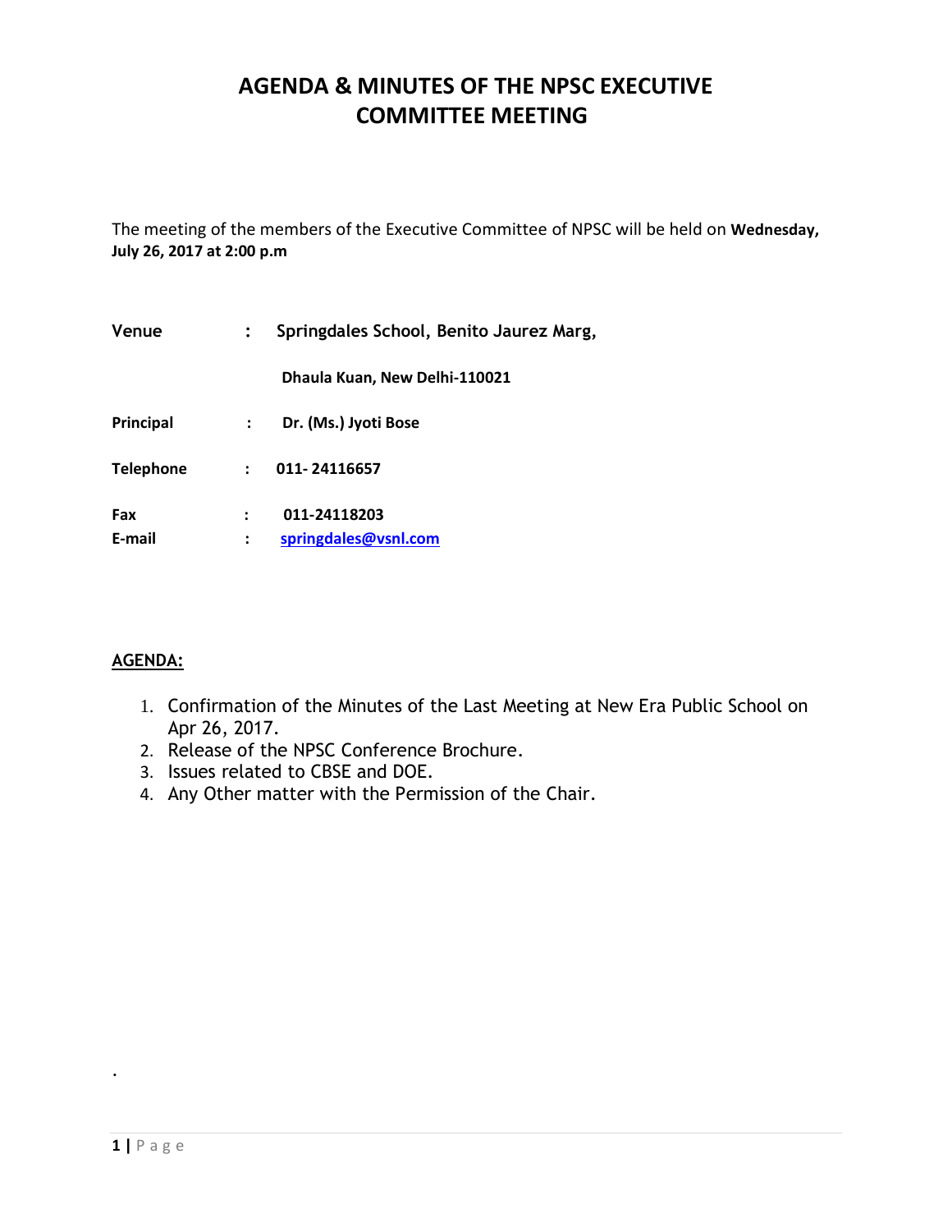# AGENDA & MINUTES OF THE NPSC EXECUTIVE COMMITTEE MEETING

The meeting of the members of the Executive Committee of NPSC will be held on **Wednesday, July 26, 2017 at 2:00 p.m**

| | | |
|---|---|---|
| **Venue** | **:** | **Springdales School, Benito Jaurez Marg,** |
| | | **Dhaula Kuan, New Delhi-110021** |
| **Principal** | **:** | **Dr. (Ms.) Jyoti Bose** |
| **Telephone** | **:** | **011- 24116657** |
| **Fax** | **:** | **011-24118203** |
| **E-mail** | **:** | **springdales@vsnl.com** |

**AGENDA:**

1. Confirmation of the Minutes of the Last Meeting at New Era Public School on Apr 26, 2017.
2. Release of the NPSC Conference Brochure.
3. Issues related to CBSE and DOE.
4. Any Other matter with the Permission of the Chair.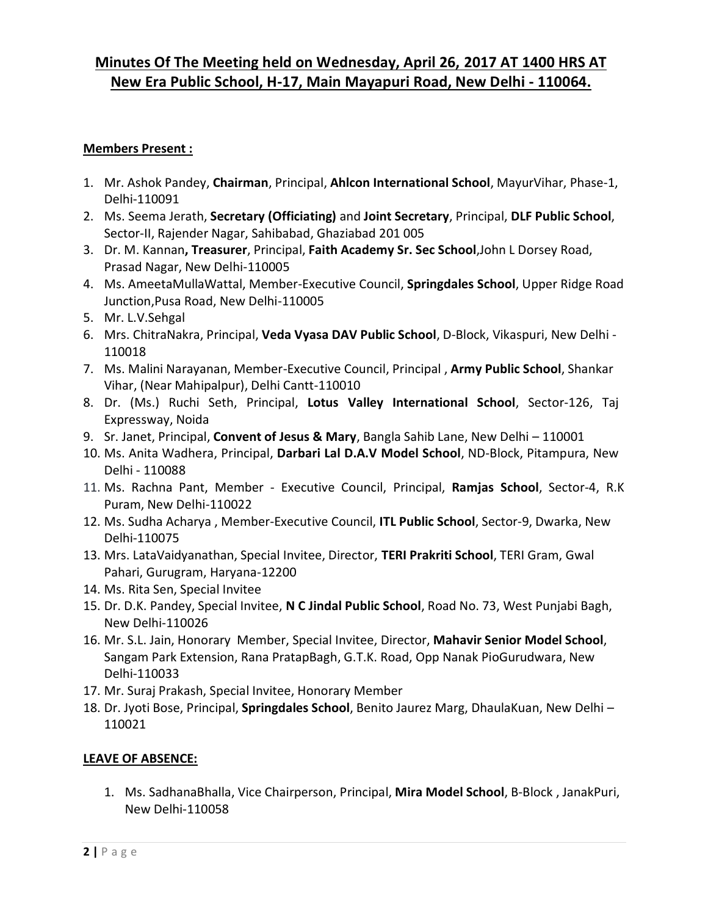# Minutes Of The Meeting held on Wednesday, April 26, 2017 AT 1400 HRS AT New Era Public School, H-17, Main Mayapuri Road, New Delhi - 110064.

**Members Present :**

1. Mr. Ashok Pandey, **Chairman**, Principal, **Ahlcon International School**, MayurVihar, Phase-1, Delhi-110091
2. Ms. Seema Jerath, **Secretary (Officiating)** and **Joint Secretary**, Principal, **DLF Public School**, Sector-II, Rajender Nagar, Sahibabad, Ghaziabad 201 005
3. Dr. M. Kannan**, Treasurer**, Principal, **Faith Academy Sr. Sec School**,John L Dorsey Road, Prasad Nagar, New Delhi-110005
4. Ms. AmeetaMullaWattal, Member-Executive Council, **Springdales School**, Upper Ridge Road Junction,Pusa Road, New Delhi-110005
5. Mr. L.V.Sehgal
6. Mrs. ChitraNakra, Principal, **Veda Vyasa DAV Public School**, D-Block, Vikaspuri, New Delhi - 110018
7. Ms. Malini Narayanan, Member-Executive Council, Principal , **Army Public School**, Shankar Vihar, (Near Mahipalpur), Delhi Cantt-110010
8. Dr. (Ms.) Ruchi Seth, Principal, **Lotus Valley International School**, Sector-126, Taj Expressway, Noida
9. Sr. Janet, Principal, **Convent of Jesus & Mary**, Bangla Sahib Lane, New Delhi – 110001
10. Ms. Anita Wadhera, Principal, **Darbari Lal D.A.V Model School**, ND-Block, Pitampura, New Delhi - 110088
11. Ms. Rachna Pant, Member - Executive Council, Principal, **Ramjas School**, Sector-4, R.K Puram, New Delhi-110022
12. Ms. Sudha Acharya , Member-Executive Council, **ITL Public School**, Sector-9, Dwarka, New Delhi-110075
13. Mrs. LataVaidyanathan, Special Invitee, Director, **TERI Prakriti School**, TERI Gram, Gwal Pahari, Gurugram, Haryana-12200
14. Ms. Rita Sen, Special Invitee
15. Dr. D.K. Pandey, Special Invitee, **N C Jindal Public School**, Road No. 73, West Punjabi Bagh, New Delhi-110026
16. Mr. S.L. Jain, Honorary Member, Special Invitee, Director, **Mahavir Senior Model School**, Sangam Park Extension, Rana PratapBagh, G.T.K. Road, Opp Nanak PioGurudwara, New Delhi-110033
17. Mr. Suraj Prakash, Special Invitee, Honorary Member
18. Dr. Jyoti Bose, Principal, **Springdales School**, Benito Jaurez Marg, DhaulaKuan, New Delhi – 110021

**LEAVE OF ABSENCE:**

1. Ms. SadhanaBhalla, Vice Chairperson, Principal, **Mira Model School**, B-Block , JanakPuri, New Delhi-110058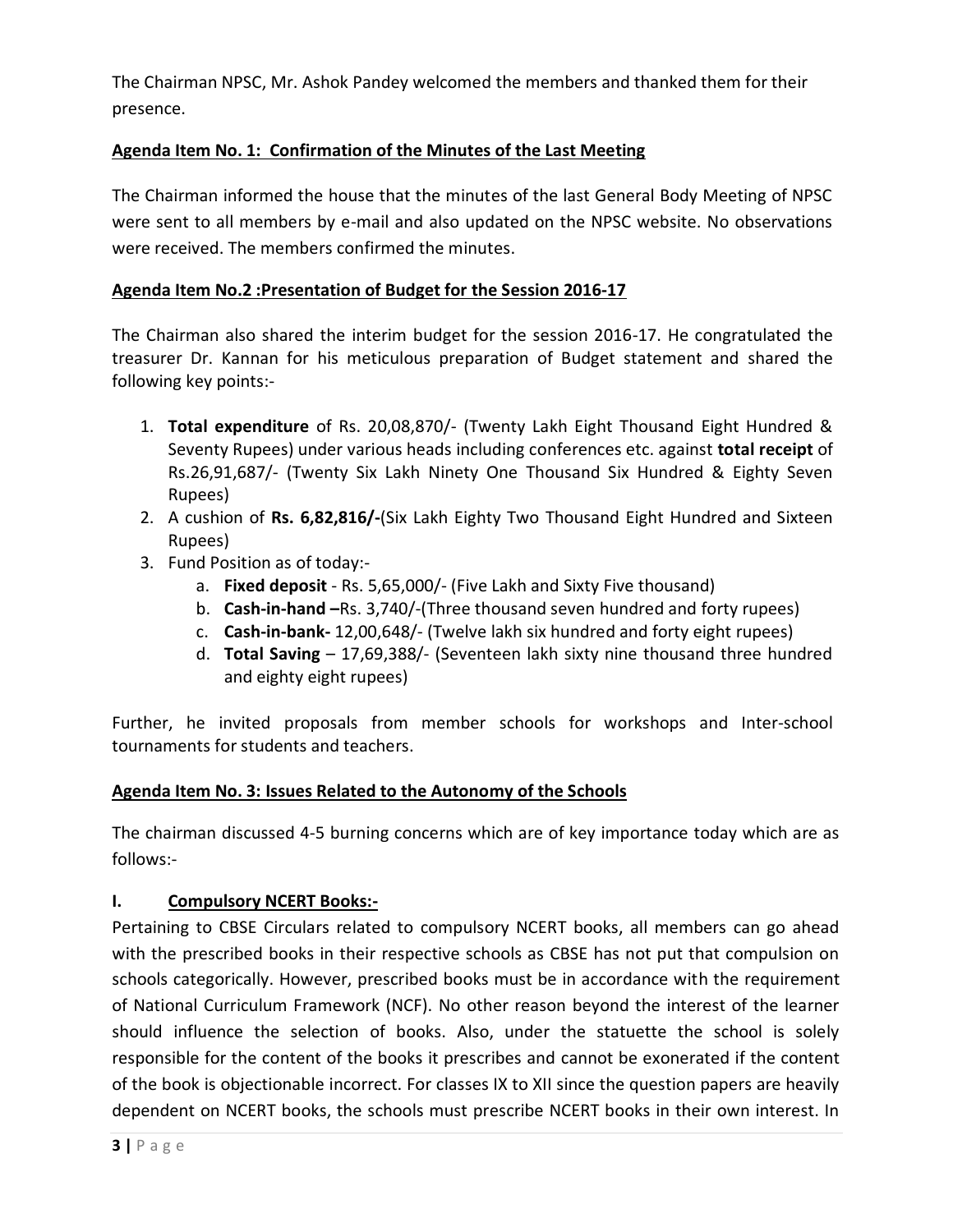The Chairman NPSC, Mr. Ashok Pandey welcomed the members and thanked them for their presence.

**Agenda Item No. 1: Confirmation of the Minutes of the Last Meeting**

The Chairman informed the house that the minutes of the last General Body Meeting of NPSC were sent to all members by e-mail and also updated on the NPSC website. No observations were received. The members confirmed the minutes.

**Agenda Item No.2 :Presentation of Budget for the Session 2016-17**

The Chairman also shared the interim budget for the session 2016-17. He congratulated the treasurer Dr. Kannan for his meticulous preparation of Budget statement and shared the following key points:-

1. **Total expenditure** of Rs. 20,08,870/- (Twenty Lakh Eight Thousand Eight Hundred & Seventy Rupees) under various heads including conferences etc. against **total receipt** of Rs.26,91,687/- (Twenty Six Lakh Ninety One Thousand Six Hundred & Eighty Seven Rupees)
2. A cushion of **Rs. 6,82,816/-**(Six Lakh Eighty Two Thousand Eight Hundred and Sixteen Rupees)
3. Fund Position as of today:-
   a. **Fixed deposit** - Rs. 5,65,000/- (Five Lakh and Sixty Five thousand)
   b. **Cash-in-hand –**Rs. 3,740/-(Three thousand seven hundred and forty rupees)
   c. **Cash-in-bank-** 12,00,648/- (Twelve lakh six hundred and forty eight rupees)
   d. **Total Saving** – 17,69,388/- (Seventeen lakh sixty nine thousand three hundred and eighty eight rupees)

Further, he invited proposals from member schools for workshops and Inter-school tournaments for students and teachers.

**Agenda Item No. 3: Issues Related to the Autonomy of the Schools**

The chairman discussed 4-5 burning concerns which are of key importance today which are as follows:-

**I. Compulsory NCERT Books:-**

Pertaining to CBSE Circulars related to compulsory NCERT books, all members can go ahead with the prescribed books in their respective schools as CBSE has not put that compulsion on schools categorically. However, prescribed books must be in accordance with the requirement of National Curriculum Framework (NCF). No other reason beyond the interest of the learner should influence the selection of books. Also, under the statuette the school is solely responsible for the content of the books it prescribes and cannot be exonerated if the content of the book is objectionable incorrect. For classes IX to XII since the question papers are heavily dependent on NCERT books, the schools must prescribe NCERT books in their own interest. In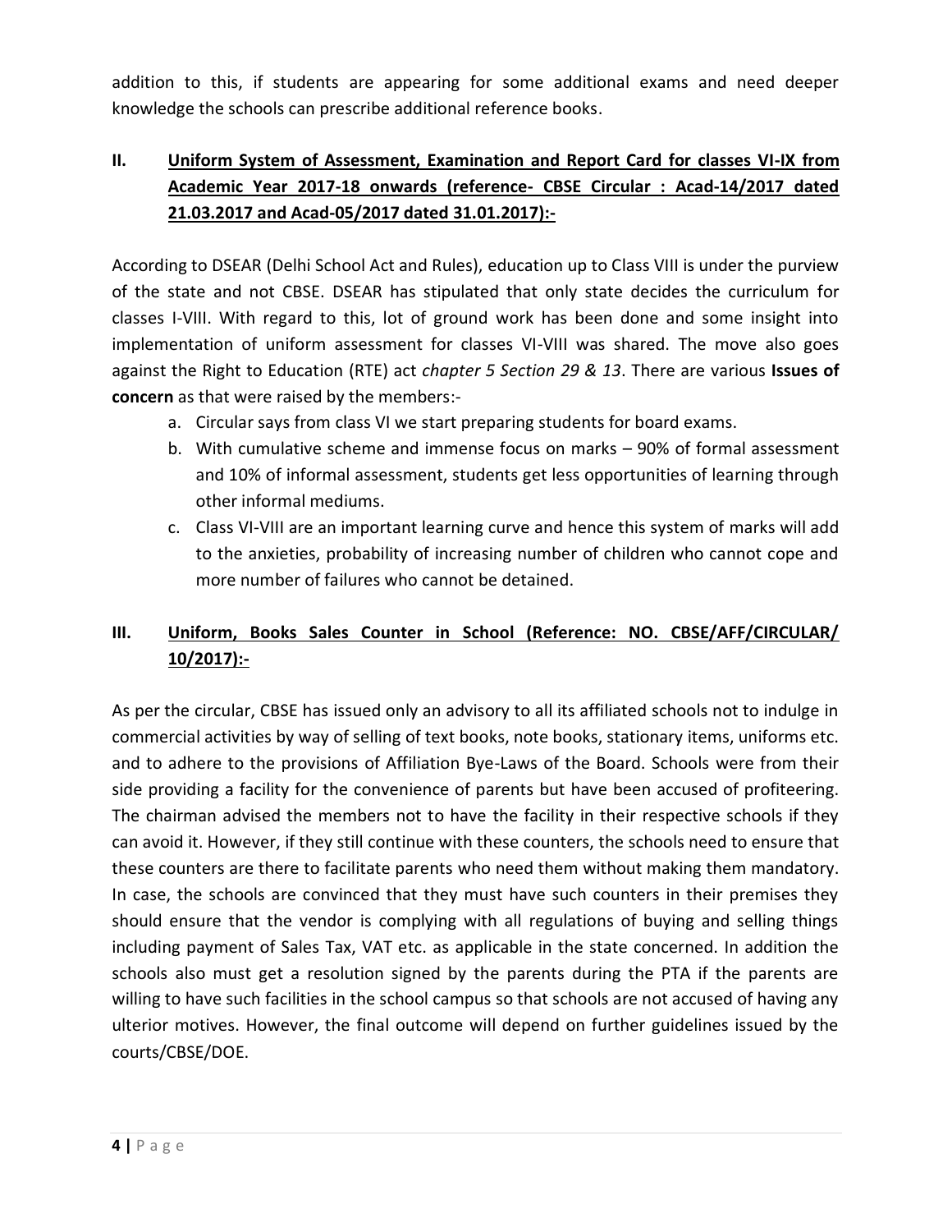addition to this, if students are appearing for some additional exams and need deeper knowledge the schools can prescribe additional reference books.

## II. Uniform System of Assessment, Examination and Report Card for classes VI-IX from Academic Year 2017-18 onwards (reference- CBSE Circular : Acad-14/2017 dated 21.03.2017 and Acad-05/2017 dated 31.01.2017):-

According to DSEAR (Delhi School Act and Rules), education up to Class VIII is under the purview of the state and not CBSE. DSEAR has stipulated that only state decides the curriculum for classes I-VIII. With regard to this, lot of ground work has been done and some insight into implementation of uniform assessment for classes VI-VIII was shared. The move also goes against the Right to Education (RTE) act *chapter 5 Section 29 & 13*. There are various **Issues of concern** as that were raised by the members:-

a. Circular says from class VI we start preparing students for board exams.
b. With cumulative scheme and immense focus on marks – 90% of formal assessment and 10% of informal assessment, students get less opportunities of learning through other informal mediums.
c. Class VI-VIII are an important learning curve and hence this system of marks will add to the anxieties, probability of increasing number of children who cannot cope and more number of failures who cannot be detained.

## III. Uniform, Books Sales Counter in School (Reference: NO. CBSE/AFF/CIRCULAR/ 10/2017):-

As per the circular, CBSE has issued only an advisory to all its affiliated schools not to indulge in commercial activities by way of selling of text books, note books, stationary items, uniforms etc. and to adhere to the provisions of Affiliation Bye-Laws of the Board. Schools were from their side providing a facility for the convenience of parents but have been accused of profiteering. The chairman advised the members not to have the facility in their respective schools if they can avoid it. However, if they still continue with these counters, the schools need to ensure that these counters are there to facilitate parents who need them without making them mandatory. In case, the schools are convinced that they must have such counters in their premises they should ensure that the vendor is complying with all regulations of buying and selling things including payment of Sales Tax, VAT etc. as applicable in the state concerned. In addition the schools also must get a resolution signed by the parents during the PTA if the parents are willing to have such facilities in the school campus so that schools are not accused of having any ulterior motives. However, the final outcome will depend on further guidelines issued by the courts/CBSE/DOE.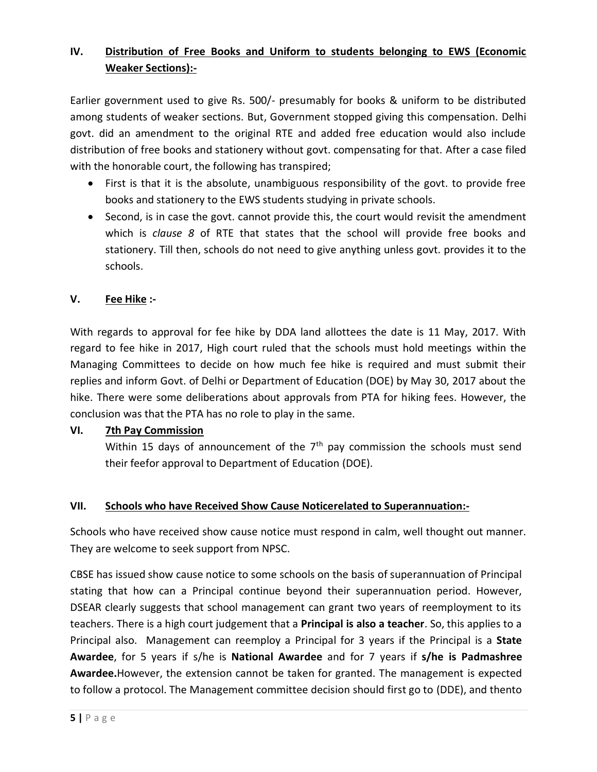### IV. <u>Distribution of Free Books and Uniform to students belonging to EWS (Economic Weaker Sections):-</u>

Earlier government used to give Rs. 500/- presumably for books & uniform to be distributed among students of weaker sections. But, Government stopped giving this compensation. Delhi govt. did an amendment to the original RTE and added free education would also include distribution of free books and stationery without govt. compensating for that. After a case filed with the honorable court, the following has transpired;

- First is that it is the absolute, unambiguous responsibility of the govt. to provide free books and stationery to the EWS students studying in private schools.
- Second, is in case the govt. cannot provide this, the court would revisit the amendment which is *clause 8* of RTE that states that the school will provide free books and stationery. Till then, schools do not need to give anything unless govt. provides it to the schools.

### V. <u>Fee Hike</u> :-

With regards to approval for fee hike by DDA land allottees the date is 11 May, 2017. With regard to fee hike in 2017, High court ruled that the schools must hold meetings within the Managing Committees to decide on how much fee hike is required and must submit their replies and inform Govt. of Delhi or Department of Education (DOE) by May 30, 2017 about the hike. There were some deliberations about approvals from PTA for hiking fees. However, the conclusion was that the PTA has no role to play in the same.

### VI. <u>7th Pay Commission</u>

Within 15 days of announcement of the 7th pay commission the schools must send their feefor approval to Department of Education (DOE).

### VII. <u>Schools who have Received Show Cause Noticerelated to Superannuation:-</u>

Schools who have received show cause notice must respond in calm, well thought out manner. They are welcome to seek support from NPSC.

CBSE has issued show cause notice to some schools on the basis of superannuation of Principal stating that how can a Principal continue beyond their superannuation period. However, DSEAR clearly suggests that school management can grant two years of reemployment to its teachers. There is a high court judgement that a **Principal is also a teacher**. So, this applies to a Principal also. Management can reemploy a Principal for 3 years if the Principal is a **State Awardee**, for 5 years if s/he is **National Awardee** and for 7 years if **s/he is Padmashree Awardee.**However, the extension cannot be taken for granted. The management is expected to follow a protocol. The Management committee decision should first go to (DDE), and thento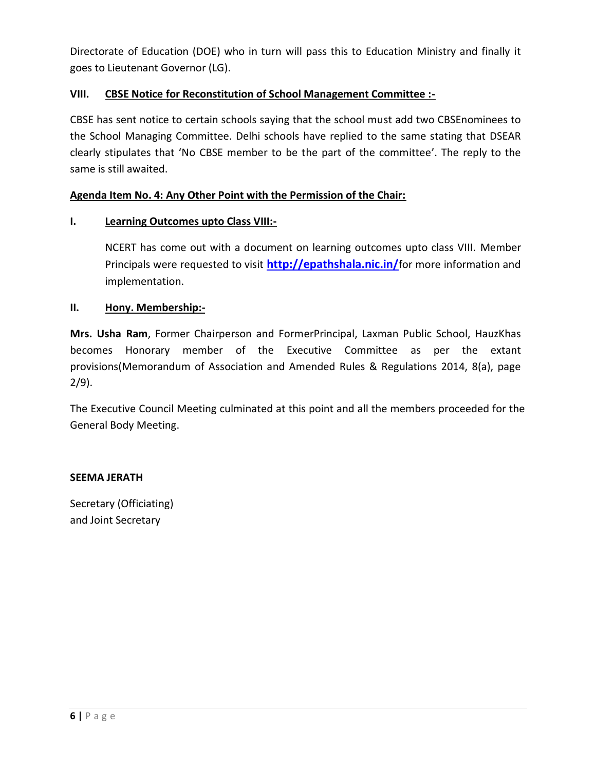Directorate of Education (DOE) who in turn will pass this to Education Ministry and finally it goes to Lieutenant Governor (LG).

**VIII. CBSE Notice for Reconstitution of School Management Committee :-**

CBSE has sent notice to certain schools saying that the school must add two CBSEnominees to the School Managing Committee. Delhi schools have replied to the same stating that DSEAR clearly stipulates that 'No CBSE member to be the part of the committee'. The reply to the same is still awaited.

**Agenda Item No. 4: Any Other Point with the Permission of the Chair:**

**I. Learning Outcomes upto Class VIII:-**

NCERT has come out with a document on learning outcomes upto class VIII. Member Principals were requested to visit **http://epathshala.nic.in/**for more information and implementation.

**II. Hony. Membership:-**

**Mrs. Usha Ram**, Former Chairperson and FormerPrincipal, Laxman Public School, HauzKhas becomes Honorary member of the Executive Committee as per the extant provisions(Memorandum of Association and Amended Rules & Regulations 2014, 8(a), page 2/9).

The Executive Council Meeting culminated at this point and all the members proceeded for the General Body Meeting.

**SEEMA JERATH**

Secretary (Officiating)
and Joint Secretary